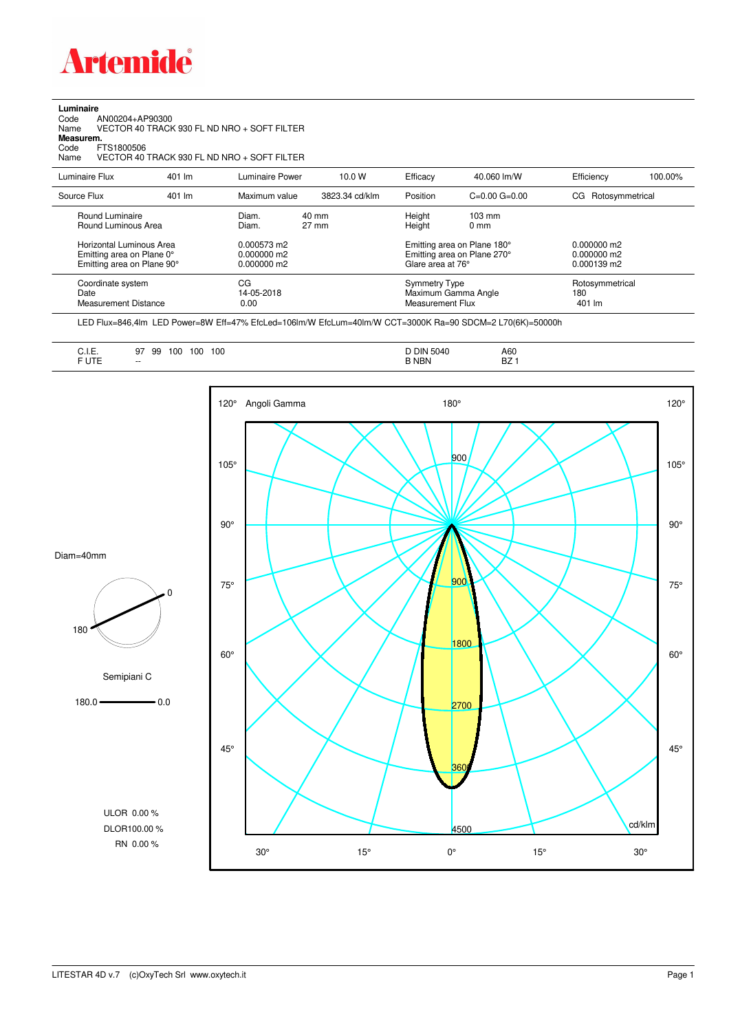# Artemide

**Luminaire**

Code AN00204+AP90300

Name VECTOR 40 TRACK 930 FL ND NRO + SOFT FILTER

**Measurem.**

Code FTS1800506

Name VECTOR 40 TRACK 930 FL ND NRO + SOFT FILTER

| | | | | | | | |
|---|---|---|---|---|---|---|---|
| Luminaire Flux | 401 lm | Luminaire Power | 10.0 W | Efficacy | 40.060 lm/W | Efficiency | 100.00% |
| Source Flux | 401 lm | Maximum value | 3823.34 cd/klm | Position | C=0.00 G=0.00 | CG | Rotosymmetrical |

| | | | | |
|---|---|---|---|---|
| Round Luminaire | Diam. 40 mm | Height 103 mm | | |
| Round Luminous Area | Diam. 27 mm | Height 0 mm | | |
| Horizontal Luminous Area | 0.000573 m2 | Emitting area on Plane 180° | 0.000000 m2 | |
| Emitting area on Plane 0° | 0.000000 m2 | Emitting area on Plane 270° | 0.000000 m2 | |
| Emitting area on Plane 90° | 0.000000 m2 | Glare area at 76° | 0.000139 m2 | |

| | | | |
|---|---|---|---|
| Coordinate system | CG | Symmetry Type | Rotosymmetrical |
| Date | 14-05-2018 | Maximum Gamma Angle | 180 |
| Measurement Distance | 0.00 | Measurement Flux | 401 lm |

LED Flux=846,4lm LED Power=8W Eff=47% EfcLed=106lm/W EfcLum=40lm/W CCT=3000K Ra=90 SDCM=2 L70(6K)=50000h

| | | | |
|---|---|---|---|
| C.I.E. | 97 99 100 100 100 | D DIN 5040 | A60 |
| F UTE | -- | B NBN | BZ 1 |

Diam=40mm

Semipiani C

180.0 — 0.0

ULOR 0.00 %

DLOR100.00 %

RN 0.00 %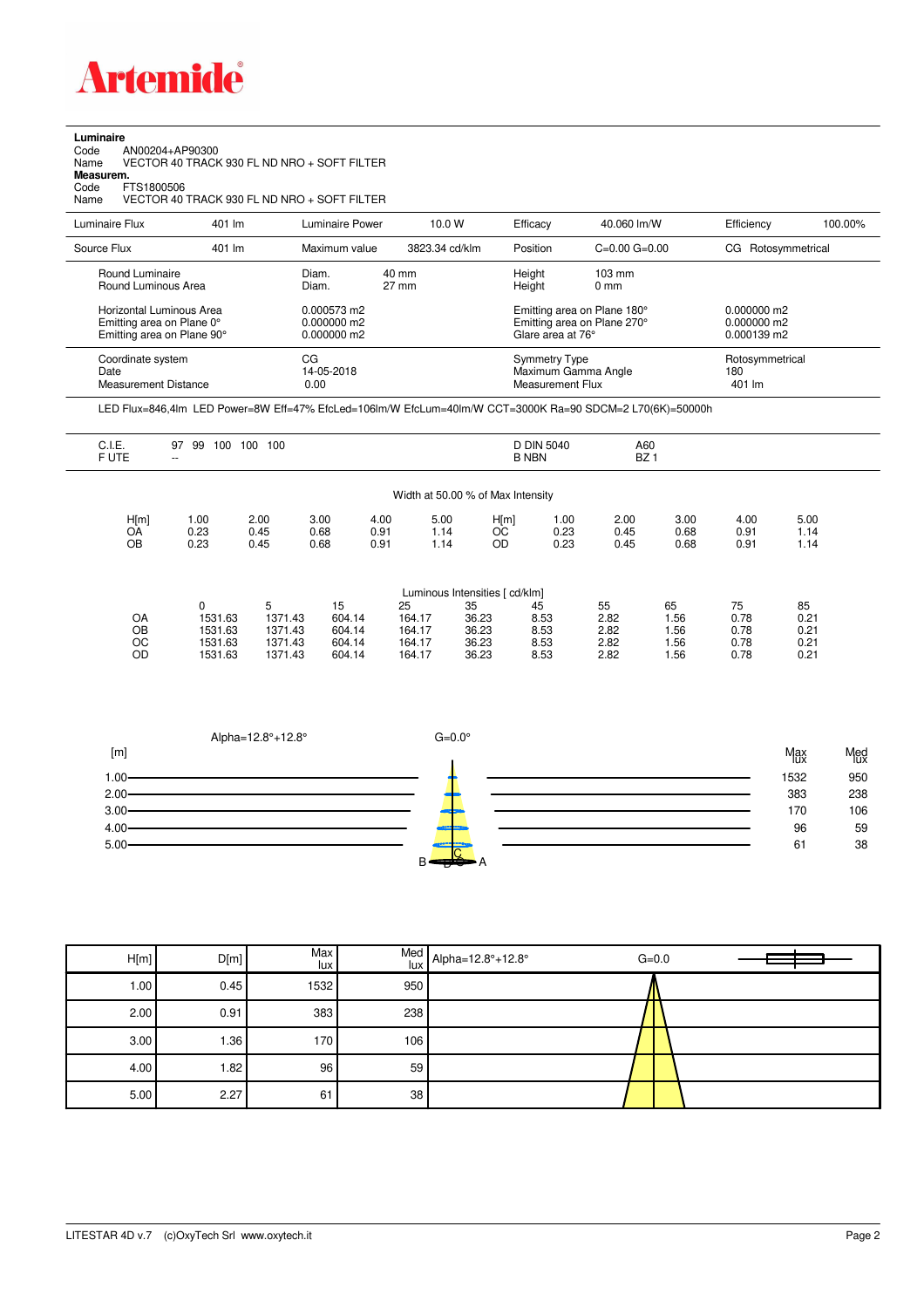**Artemide**

**Luminaire**
Code AN00204+AP90300
Name VECTOR 40 TRACK 930 FL ND NRO + SOFT FILTER
**Measurem.**
Code FTS1800506
Name VECTOR 40 TRACK 930 FL ND NRO + SOFT FILTER

| | | | | | | | |
|---|---|---|---|---|---|---|---|
| Luminaire Flux | 401 lm | Luminaire Power | 10.0 W | Efficacy | 40.060 lm/W | Efficiency | 100.00% |
| Source Flux | 401 lm | Maximum value | 3823.34 cd/klm | Position | C=0.00 G=0.00 | CG | Rotosymmetrical |

| | | | | | | |
|---|---|---|---|---|---|---|
| Round Luminaire | Diam. | 40 mm | Height | 103 mm | | |
| Round Luminous Area | Diam. | 27 mm | Height | 0 mm | | |
| Horizontal Luminous Area | 0.000573 m2 | | Emitting area on Plane 180° | | 0.000000 m2 | |
| Emitting area on Plane 0° | 0.000000 m2 | | Emitting area on Plane 270° | | 0.000000 m2 | |
| Emitting area on Plane 90° | 0.000000 m2 | | Glare area at 76° | | 0.000139 m2 | |

| | | | |
|---|---|---|---|
| Coordinate system | CG | Symmetry Type | Rotosymmetrical |
| Date | 14-05-2018 | Maximum Gamma Angle | 180 |
| Measurement Distance | 0.00 | Measurement Flux | 401 lm |

LED Flux=846,4lm LED Power=8W Eff=47% EfcLed=106lm/W EfcLum=40lm/W CCT=3000K Ra=90 SDCM=2 L70(6K)=50000h

| | | | |
|---|---|---|---|
| C.I.E. | 97 99 100 100 100 | D DIN 5040 | A60 |
| F UTE | -- | B NBN | BZ 1 |

Width at 50.00 % of Max Intensity

| H[m] | 1.00 | 2.00 | 3.00 | 4.00 | 5.00 | H[m] | 1.00 | 2.00 | 3.00 | 4.00 | 5.00 |
|---|---|---|---|---|---|---|---|---|---|---|---|
| OA | 0.23 | 0.45 | 0.68 | 0.91 | 1.14 | OC | 0.23 | 0.45 | 0.68 | 0.91 | 1.14 |
| OB | 0.23 | 0.45 | 0.68 | 0.91 | 1.14 | OD | 0.23 | 0.45 | 0.68 | 0.91 | 1.14 |

Luminous Intensities [ cd/klm]

| | 0 | 5 | 15 | 25 | 35 | 45 | 55 | 65 | 75 | 85 |
|---|---|---|---|---|---|---|---|---|---|---|
| OA | 1531.63 | 1371.43 | 604.14 | 164.17 | 36.23 | 8.53 | 2.82 | 1.56 | 0.78 | 0.21 |
| OB | 1531.63 | 1371.43 | 604.14 | 164.17 | 36.23 | 8.53 | 2.82 | 1.56 | 0.78 | 0.21 |
| OC | 1531.63 | 1371.43 | 604.14 | 164.17 | 36.23 | 8.53 | 2.82 | 1.56 | 0.78 | 0.21 |
| OD | 1531.63 | 1371.43 | 604.14 | 164.17 | 36.23 | 8.53 | 2.82 | 1.56 | 0.78 | 0.21 |

Alpha=12.8°+12.8°
G=0.0°
[m]
Max lux
Med lux
1.00 1532 950
2.00 383 238
3.00 170 106
4.00 96 59
5.00 61 38
B D C A

| H[m] | D[m] | Max lux | Med lux | Alpha=12.8°+12.8° G=0.0 |
|---|---|---|---|---|
| 1.00 | 0.45 | 1532 | 950 | |
| 2.00 | 0.91 | 383 | 238 | |
| 3.00 | 1.36 | 170 | 106 | |
| 4.00 | 1.82 | 96 | 59 | |
| 5.00 | 2.27 | 61 | 38 | |

LITESTAR 4D v.7 (c)OxyTech Srl www.oxytech.it